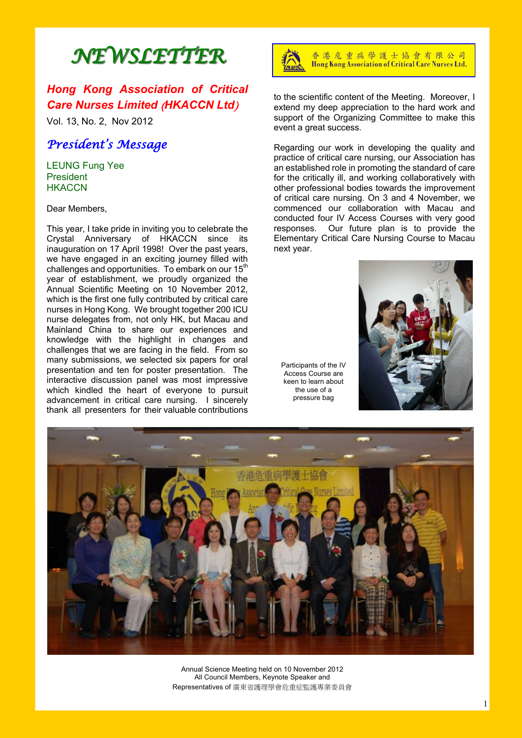# NEWSLETTER

香港危重病學護士協會有限公司
Hong Kong Association of Critical Care Nurses Ltd.

## *Hong Kong Association of Critical Care Nurses Limited (HKACCN Ltd)*

Vol. 13, No. 2, Nov 2012

## *President's Message*

LEUNG Fung Yee
President
HKACCN

Dear Members,

This year, I take pride in inviting you to celebrate the Crystal Anniversary of HKACCN since its inauguration on 17 April 1998! Over the past years, we have engaged in an exciting journey filled with challenges and opportunities. To embark on our 15th year of establishment, we proudly organized the Annual Scientific Meeting on 10 November 2012, which is the first one fully contributed by critical care nurses in Hong Kong. We brought together 200 ICU nurse delegates from, not only HK, but Macau and Mainland China to share our experiences and knowledge with the highlight in changes and challenges that we are facing in the field. From so many submissions, we selected six papers for oral presentation and ten for poster presentation. The interactive discussion panel was most impressive which kindled the heart of everyone to pursuit advancement in critical care nursing. I sincerely thank all presenters for their valuable contributions to the scientific content of the Meeting. Moreover, I extend my deep appreciation to the hard work and support of the Organizing Committee to make this event a great success.

Regarding our work in developing the quality and practice of critical care nursing, our Association has an established role in promoting the standard of care for the critically ill, and working collaboratively with other professional bodies towards the improvement of critical care nursing. On 3 and 4 November, we commenced our collaboration with Macau and conducted four IV Access Courses with very good responses. Our future plan is to provide the Elementary Critical Care Nursing Course to Macau next year.

Participants of the IV Access Course are keen to learn about the use of a pressure bag

Annual Science Meeting held on 10 November 2012
All Council Members, Keynote Speaker and Representatives of 廣東省護理學會危重症監護專業委員會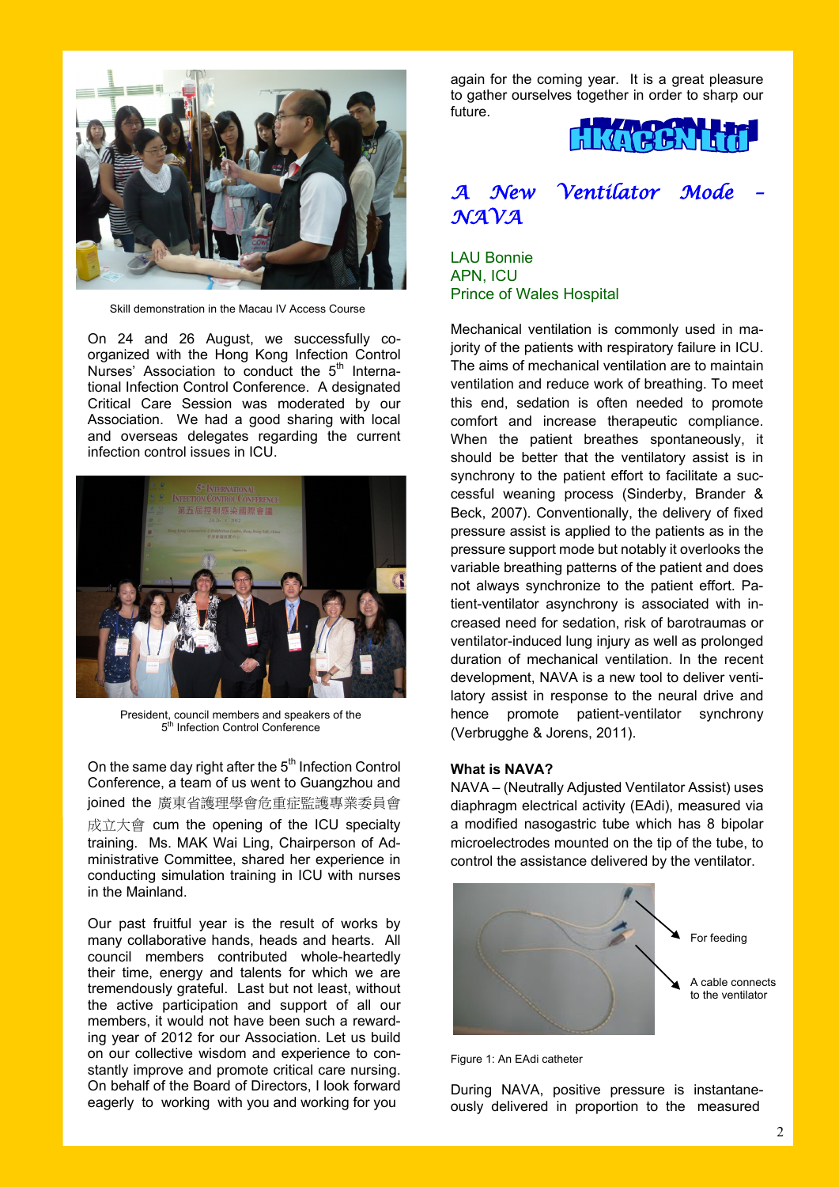Skill demonstration in the Macau IV Access Course

On 24 and 26 August, we successfully co-organized with the Hong Kong Infection Control Nurses' Association to conduct the 5th International Infection Control Conference. A designated Critical Care Session was moderated by our Association. We had a good sharing with local and overseas delegates regarding the current infection control issues in ICU.

President, council members and speakers of the 5th Infection Control Conference

On the same day right after the 5th Infection Control Conference, a team of us went to Guangzhou and joined the 廣東省護理學會危重症監護專業委員會成立大會 cum the opening of the ICU specialty training. Ms. MAK Wai Ling, Chairperson of Administrative Committee, shared her experience in conducting simulation training in ICU with nurses in the Mainland.

Our past fruitful year is the result of works by many collaborative hands, heads and hearts. All council members whole-heartedly contributed their time, energy and talents for which we are tremendously grateful. Last but not least, without the active participation and support of all our members, it would not have been such a rewarding year of 2012 for our Association. Let us build on our collective wisdom and experience to constantly improve and promote critical care nursing. On behalf of the Board of Directors, I look forward eagerly to working with you and working for you again for the coming year. It is a great pleasure to gather ourselves together in order to sharp our future.

HKACCN Ltd

## *A New Ventilator Mode – NAVA*

LAU Bonnie
APN, ICU
Prince of Wales Hospital

Mechanical ventilation is commonly used in majority of the patients with respiratory failure in ICU. The aims of mechanical ventilation are to maintain ventilation and reduce work of breathing. To meet this end, sedation is often needed to promote comfort and increase therapeutic compliance. When the patient breathes spontaneously, it should be better that the ventilatory assist is in synchrony to the patient effort to facilitate a successful weaning process (Sinderby, Brander & Beck, 2007). Conventionally, the delivery of fixed pressure assist is applied to the patients as in the pressure support mode but notably it overlooks the variable breathing patterns of the patient and does not always synchronize to the patient effort. Patient-ventilator asynchrony is associated with increased need for sedation, risk of barotraumas or ventilator-induced lung injury as well as prolonged duration of mechanical ventilation. In the recent development, NAVA is a new tool to deliver ventilatory assist in response to the neural drive and hence promote patient-ventilator synchrony (Verbrugghe & Jorens, 2011).

**What is NAVA?**

NAVA – (Neutrally Adjusted Ventilator Assist) uses diaphragm electrical activity (EAdi), measured via a modified nasogastric tube which has 8 bipolar microelectrodes mounted on the tip of the tube, to control the assistance delivered by the ventilator.

For feeding

A cable connects to the ventilator

Figure 1: An EAdi catheter

During NAVA, positive pressure is instantaneously delivered in proportion to the measured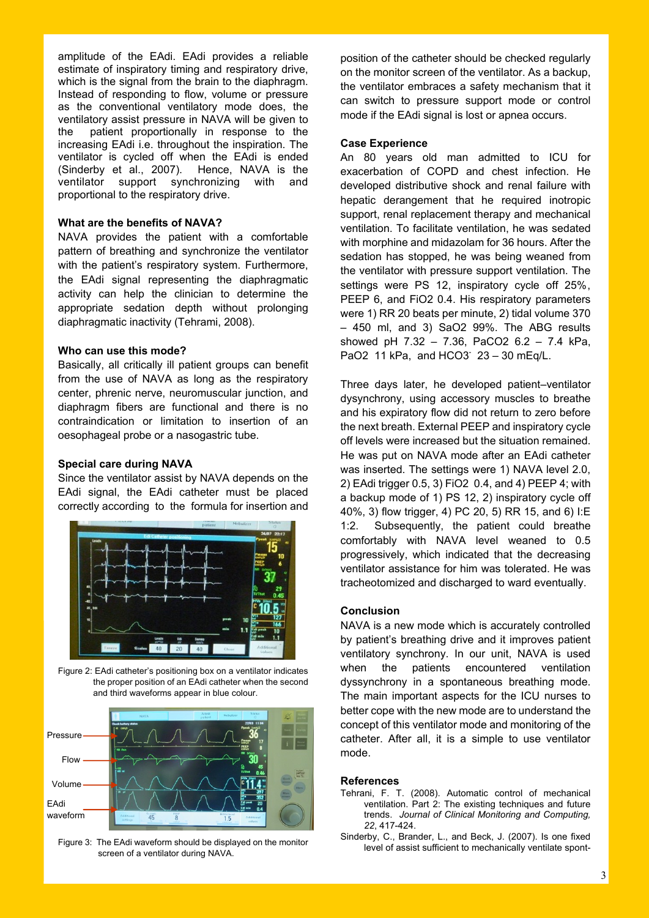amplitude of the EAdi. EAdi provides a reliable estimate of inspiratory timing and respiratory drive, which is the signal from the brain to the diaphragm. Instead of responding to flow, volume or pressure as the conventional ventilatory mode does, the ventilatory assist pressure in NAVA will be given to the patient proportionally in response to the increasing EAdi i.e. throughout the inspiration. The ventilator is cycled off when the EAdi is ended (Sinderby et al., 2007). Hence, NAVA is the ventilator support synchronizing with and proportional to the respiratory drive.

**What are the benefits of NAVA?**

NAVA provides the patient with a comfortable pattern of breathing and synchronize the ventilator with the patient's respiratory system. Furthermore, the EAdi signal representing the diaphragmatic activity can help the clinician to determine the appropriate sedation depth without prolonging diaphragmatic inactivity (Tehrami, 2008).

**Who can use this mode?**

Basically, all critically ill patient groups can benefit from the use of NAVA as long as the respiratory center, phrenic nerve, neuromuscular junction, and diaphragm fibers are functional and there is no contraindication or limitation to insertion of an oesophageal probe or a nasogastric tube.

**Special care during NAVA**

Since the ventilator assist by NAVA depends on the EAdi signal, the EAdi catheter must be placed correctly according to the formula for insertion and

Figure 2: EAdi catheter's positioning box on a ventilator indicates the proper position of an EAdi catheter when the second and third waveforms appear in blue colour.

Pressure
Flow
Volume
EAdi waveform

Figure 3: The EAdi waveform should be displayed on the monitor screen of a ventilator during NAVA.

position of the catheter should be checked regularly on the monitor screen of the ventilator. As a backup, the ventilator embraces a safety mechanism that it can switch to pressure support mode or control mode if the EAdi signal is lost or apnea occurs.

**Case Experience**

An 80 years old man admitted to ICU for exacerbation of COPD and chest infection. He developed distributive shock and renal failure with hepatic derangement that he required inotropic support, renal replacement therapy and mechanical ventilation. To facilitate ventilation, he was sedated with morphine and midazolam for 36 hours. After the sedation has stopped, he was being weaned from the ventilator with pressure support ventilation. The settings were PS 12, inspiratory cycle off 25%, PEEP 6, and FiO2 0.4. His respiratory parameters were 1) RR 20 beats per minute, 2) tidal volume 370 – 450 ml, and 3) SaO2 99%. The ABG results showed pH 7.32 – 7.36, PaCO2 6.2 – 7.4 kPa, PaO2 11 kPa, and $HCO3^-$ 23 – 30 mEq/L.

Three days later, he developed patient–ventilator dysynchrony, using accessory muscles to breathe and his expiratory flow did not return to zero before the next breath. External PEEP and inspiratory cycle off levels were increased but the situation remained. He was put on NAVA mode after an EAdi catheter was inserted. The settings were 1) NAVA level 2.0, 2) EAdi trigger 0.5, 3) FiO2 0.4, and 4) PEEP 4; with a backup mode of 1) PS 12, 2) inspiratory cycle off 40%, 3) flow trigger, 4) PC 20, 5) RR 15, and 6) I:E 1:2. Subsequently, the patient could breathe comfortably with NAVA level weaned to 0.5 progressively, which indicated that the decreasing ventilator assistance for him was tolerated. He was tracheotomized and discharged to ward eventually.

**Conclusion**

NAVA is a new mode which is accurately controlled by patient's breathing drive and it improves patient ventilatory synchrony. In our unit, NAVA is used when the patients encountered ventilation dyssynchrony in a spontaneous breathing mode. The main important aspects for the ICU nurses to better cope with the new mode are to understand the concept of this ventilator mode and monitoring of the catheter. After all, it is a simple to use ventilator mode.

**References**

Tehrani, F. T. (2008). Automatic control of mechanical ventilation. Part 2: The existing techniques and future trends. *Journal of Clinical Monitoring and Computing, 22*, 417-424.

Sinderby, C., Brander, L., and Beck, J. (2007). Is one fixed level of assist sufficient to mechanically ventilate spont-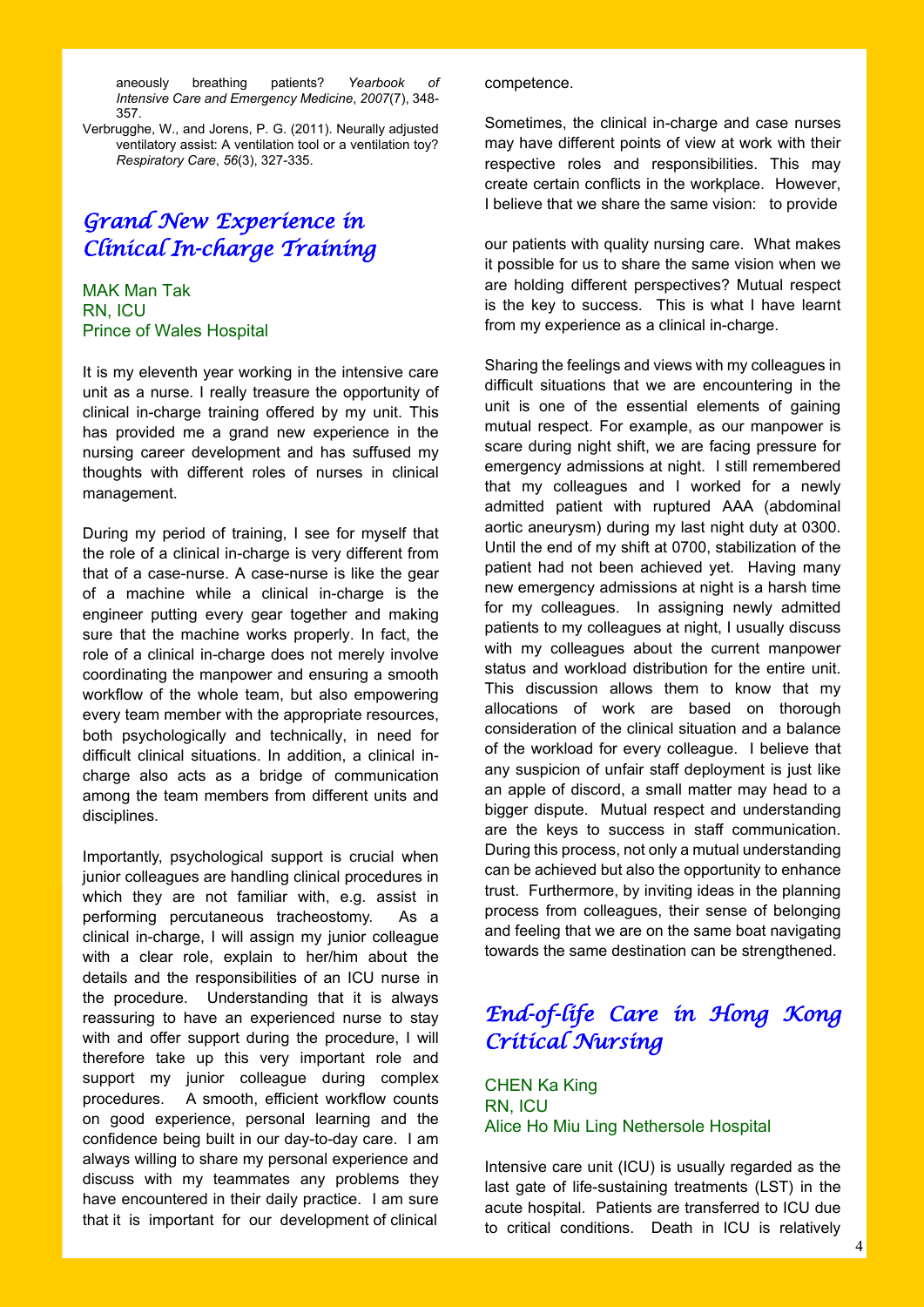aneously breathing patients? *Yearbook of Intensive Care and Emergency Medicine*, *2007*(7), 348-357.

Verbrugghe, W., and Jorens, P. G. (2011). Neurally adjusted ventilatory assist: A ventilation tool or a ventilation toy? *Respiratory Care*, *56*(3), 327-335.

## Grand New Experience in Clinical In-charge Training

MAK Man Tak
RN, ICU
Prince of Wales Hospital

It is my eleventh year working in the intensive care unit as a nurse. I really treasure the opportunity of clinical in-charge training offered by my unit. This has provided me a grand new experience in the nursing career development and has suffused my thoughts with different roles of nurses in clinical management.

During my period of training, I see for myself that the role of a clinical in-charge is very different from that of a case-nurse. A case-nurse is like the gear of a machine while a clinical in-charge is the engineer putting every gear together and making sure that the machine works properly. In fact, the role of a clinical in-charge does not merely involve coordinating the manpower and ensuring a smooth workflow of the whole team, but also empowering every team member with the appropriate resources, both psychologically and technically, in need for difficult clinical situations. In addition, a clinical in-charge also acts as a bridge of communication among the team members from different units and disciplines.

Importantly, psychological support is crucial when junior colleagues are handling clinical procedures in which they are not familiar with, e.g. assist in performing percutaneous tracheostomy. As a clinical in-charge, I will assign my junior colleague with a clear role, explain to her/him about the details and the responsibilities of an ICU nurse in the procedure. Understanding that it is always reassuring to have an experienced nurse to stay with and offer support during the procedure, I will therefore take up this very important role and support my junior colleague during complex procedures. A smooth, efficient workflow counts on good experience, personal learning and the confidence being built in our day-to-day care. I am always willing to share my personal experience and discuss with my teammates any problems they have encountered in their daily practice. I am sure that it is important for our development of clinical competence.

Sometimes, the clinical in-charge and case nurses may have different points of view at work with their respective roles and responsibilities. This may create certain conflicts in the workplace. However, I believe that we share the same vision: to provide our patients with quality nursing care. What makes it possible for us to share the same vision when we are holding different perspectives? Mutual respect is the key to success. This is what I have learnt from my experience as a clinical in-charge.

Sharing the feelings and views with my colleagues in difficult situations that we are encountering in the unit is one of the essential elements of gaining mutual respect. For example, as our manpower is scare during night shift, we are facing pressure for emergency admissions at night. I still remembered that my colleagues and I worked for a newly admitted patient with ruptured AAA (abdominal aortic aneurysm) during my last night duty at 0300. Until the end of my shift at 0700, stabilization of the patient had not been achieved yet. Having many new emergency admissions at night is a harsh time for my colleagues. In assigning newly admitted patients to my colleagues at night, I usually discuss with my colleagues about the current manpower status and workload distribution for the entire unit. This discussion allows them to know that my allocations of work are based on thorough consideration of the clinical situation and a balance of the workload for every colleague. I believe that any suspicion of unfair staff deployment is just like an apple of discord, a small matter may head to a bigger dispute. Mutual respect and understanding are the keys to success in staff communication. During this process, not only a mutual understanding can be achieved but also the opportunity to enhance trust. Furthermore, by inviting ideas in the planning process from colleagues, their sense of belonging and feeling that we are on the same boat navigating towards the same destination can be strengthened.

## End-of-life Care in Hong Kong Critical Nursing

CHEN Ka King
RN, ICU
Alice Ho Miu Ling Nethersole Hospital

Intensive care unit (ICU) is usually regarded as the last gate of life-sustaining treatments (LST) in the acute hospital. Patients are transferred to ICU due to critical conditions. Death in ICU is relatively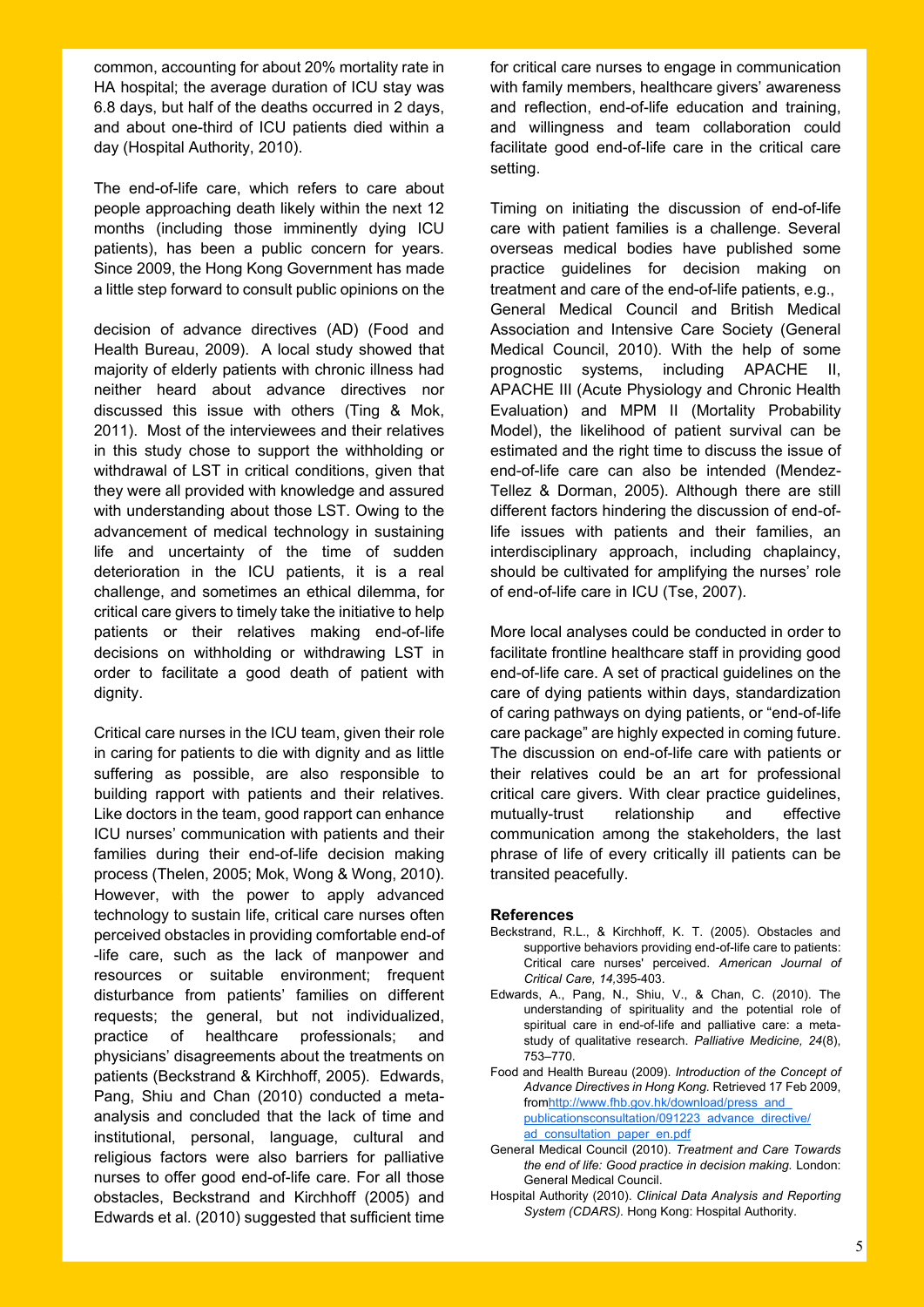common, accounting for about 20% mortality rate in HA hospital; the average duration of ICU stay was 6.8 days, but half of the deaths occurred in 2 days, and about one-third of ICU patients died within a day (Hospital Authority, 2010).

The end-of-life care, which refers to care about people approaching death likely within the next 12 months (including those imminently dying ICU patients), has been a public concern for years. Since 2009, the Hong Kong Government has made a little step forward to consult public opinions on the decision of advance directives (AD) (Food and Health Bureau, 2009). A local study showed that majority of elderly patients with chronic illness had neither heard about advance directives nor discussed this issue with others (Ting & Mok, 2011). Most of the interviewees and their relatives in this study chose to support the withholding or withdrawal of LST in critical conditions, given that they were all provided with knowledge and assured with understanding about those LST. Owing to the advancement of medical technology in sustaining life and uncertainty of the time of sudden deterioration in the ICU patients, it is a real challenge, and sometimes an ethical dilemma, for critical care givers to timely take the initiative to help patients or their relatives making end-of-life decisions on withholding or withdrawing LST in order to facilitate a good death of patient with dignity.

Critical care nurses in the ICU team, given their role in caring for patients to die with dignity and as little suffering as possible, are also responsible to building rapport with patients and their relatives. Like doctors in the team, good rapport can enhance ICU nurses' communication with patients and their families during their end-of-life decision making process (Thelen, 2005; Mok, Wong & Wong, 2010). However, with the power to apply advanced technology to sustain life, critical care nurses often perceived obstacles in providing comfortable end-of -life care, such as the lack of manpower and resources or suitable environment; frequent disturbance from patients' families on different requests; the general, but not individualized, practice of healthcare professionals; and physicians' disagreements about the treatments on patients (Beckstrand & Kirchhoff, 2005). Edwards, Pang, Shiu and Chan (2010) conducted a meta-analysis and concluded that the lack of time and institutional, personal, language, cultural and religious factors were also barriers for palliative nurses to offer good end-of-life care. For all those obstacles, Beckstrand and Kirchhoff (2005) and Edwards et al. (2010) suggested that sufficient time for critical care nurses to engage in communication with family members, healthcare givers' awareness and reflection, end-of-life education and training, and willingness and team collaboration could facilitate good end-of-life care in the critical care setting.

Timing on initiating the discussion of end-of-life care with patient families is a challenge. Several overseas medical bodies have published some practice guidelines for decision making on treatment and care of the end-of-life patients, e.g., General Medical Council and British Medical Association and Intensive Care Society (General Medical Council, 2010). With the help of some prognostic systems, including APACHE II, APACHE III (Acute Physiology and Chronic Health Evaluation) and MPM II (Mortality Probability Model), the likelihood of patient survival can be estimated and the right time to discuss the issue of end-of-life care can also be intended (Mendez-Tellez & Dorman, 2005). Although there are still different factors hindering the discussion of end-of-life issues with patients and their families, an interdisciplinary approach, including chaplaincy, should be cultivated for amplifying the nurses' role of end-of-life care in ICU (Tse, 2007).

More local analyses could be conducted in order to facilitate frontline healthcare staff in providing good end-of-life care. A set of practical guidelines on the care of dying patients within days, standardization of caring pathways on dying patients, or "end-of-life care package" are highly expected in coming future. The discussion on end-of-life care with patients or their relatives could be an art for professional critical care givers. With clear practice guidelines, mutually-trust relationship and effective communication among the stakeholders, the last phrase of life of every critically ill patients can be transited peacefully.

## References

Beckstrand, R.L., & Kirchhoff, K. T. (2005). Obstacles and supportive behaviors providing end-of-life care to patients: Critical care nurses' perceived. *American Journal of Critical Care, 14*,395-403.

Edwards, A., Pang, N., Shiu, V., & Chan, C. (2010). The understanding of spirituality and the potential role of spiritual care in end-of-life and palliative care: a meta-study of qualitative research. *Palliative Medicine, 24*(8), 753–770.

Food and Health Bureau (2009). *Introduction of the Concept of Advance Directives in Hong Kong.* Retrieved 17 Feb 2009, fromhttp://www.fhb.gov.hk/download/press_and_publicationsconsultation/091223_advance_directive/ad_consultation_paper_en.pdf

General Medical Council (2010). *Treatment and Care Towards the end of life: Good practice in decision making.* London: General Medical Council.

Hospital Authority (2010). *Clinical Data Analysis and Reporting System (CDARS).* Hong Kong: Hospital Authority.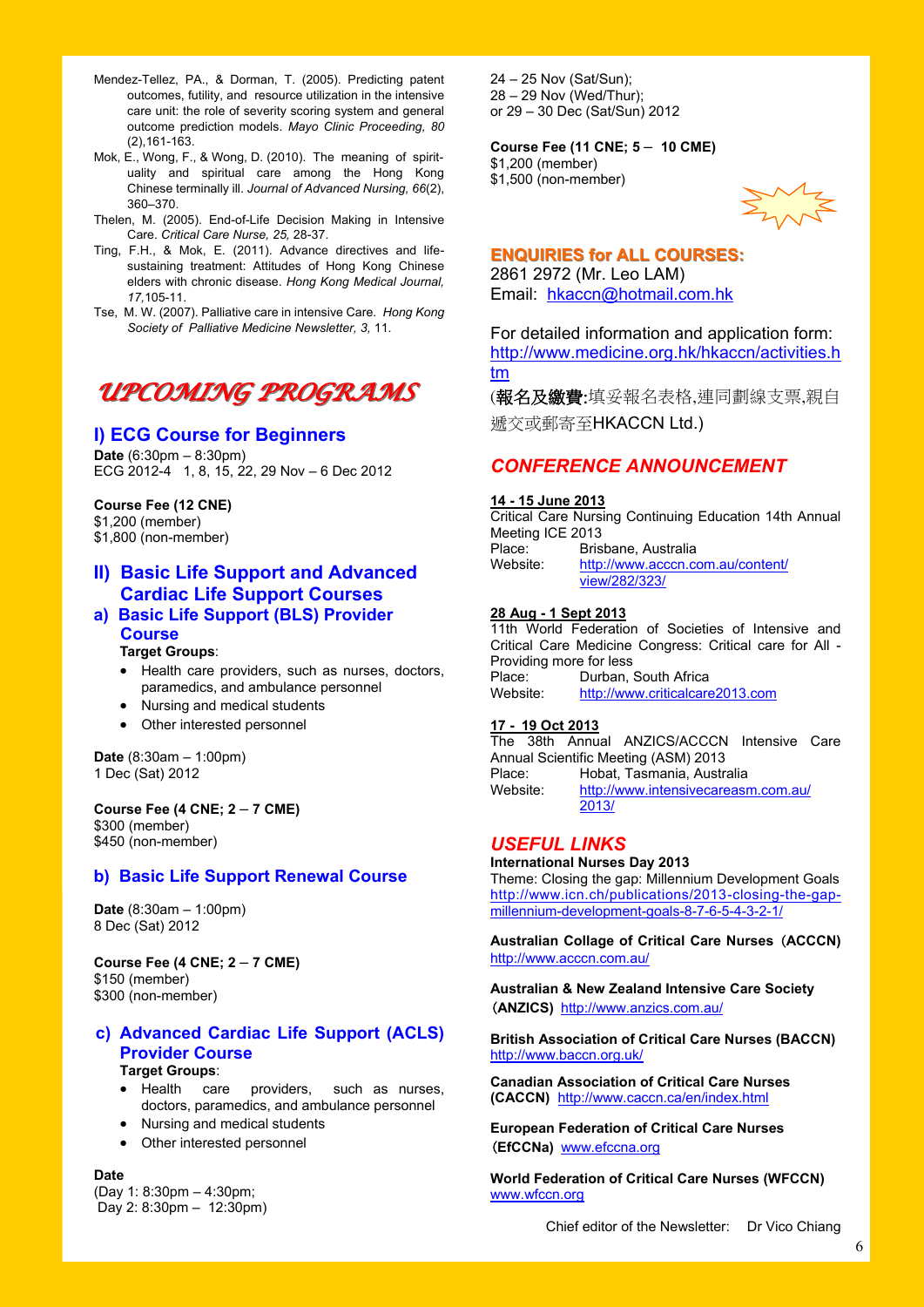Mendez-Tellez, PA., & Dorman, T. (2005). Predicting patent outcomes, futility, and resource utilization in the intensive care unit: the role of severity scoring system and general outcome prediction models. *Mayo Clinic Proceeding, 80* (2),161-163.

Mok, E., Wong, F., & Wong, D. (2010). The meaning of spirituality and spiritual care among the Hong Kong Chinese terminally ill. *Journal of Advanced Nursing, 66*(2), 360–370.

Thelen, M. (2005). End-of-Life Decision Making in Intensive Care. *Critical Care Nurse, 25,* 28-37.

Ting, F.H., & Mok, E. (2011). Advance directives and life-sustaining treatment: Attitudes of Hong Kong Chinese elders with chronic disease. *Hong Kong Medical Journal, 17,*105-11.

Tse, M. W. (2007). Palliative care in intensive Care. *Hong Kong Society of Palliative Medicine Newsletter, 3,* 11.

# *UPCOMING PROGRAMS*

## I) ECG Course for Beginners

**Date** (6:30pm – 8:30pm)
ECG 2012-4 1, 8, 15, 22, 29 Nov – 6 Dec 2012

**Course Fee (12 CNE)**
$1,200 (member)
$1,800 (non-member)

## II) Basic Life Support and Advanced Cardiac Life Support Courses

### a) Basic Life Support (BLS) Provider Course

**Target Groups**:

- Health care providers, such as nurses, doctors, paramedics, and ambulance personnel
- Nursing and medical students
- Other interested personnel

**Date** (8:30am – 1:00pm)
1 Dec (Sat) 2012

**Course Fee (4 CNE; 2 – 7 CME)**
$300 (member)
$450 (non-member)

### b) Basic Life Support Renewal Course

**Date** (8:30am – 1:00pm)
8 Dec (Sat) 2012

**Course Fee (4 CNE; 2 – 7 CME)**
$150 (member)
$300 (non-member)

### c) Advanced Cardiac Life Support (ACLS) Provider Course

**Target Groups**:

- Health care providers, such as nurses, doctors, paramedics, and ambulance personnel
- Nursing and medical students
- Other interested personnel

**Date**
(Day 1: 8:30pm – 4:30pm;
Day 2: 8:30pm – 12:30pm)

24 – 25 Nov (Sat/Sun);
28 – 29 Nov (Wed/Thur);
or 29 – 30 Dec (Sat/Sun) 2012

**Course Fee (11 CNE; 5 – 10 CME)**
$1,200 (member)
$1,500 (non-member)

**ENQUIRIES for ALL COURSES:**
2861 2972 (Mr. Leo LAM)
Email: hkaccn@hotmail.com.hk

For detailed information and application form: http://www.medicine.org.hk/hkaccn/activities.htm

(**報名及繳費:**填妥報名表格,連同劃線支票,親自遞交或郵寄至HKACCN Ltd.)

## *CONFERENCE ANNOUNCEMENT*

**14 - 15 June 2013**
Critical Care Nursing Continuing Education 14th Annual Meeting ICE 2013
Place: Brisbane, Australia
Website: http://www.acccn.com.au/content/view/282/323/

**28 Aug - 1 Sept 2013**
11th World Federation of Societies of Intensive and Critical Care Medicine Congress: Critical care for All - Providing more for less
Place: Durban, South Africa
Website: http://www.criticalcare2013.com

**17 - 19 Oct 2013**
The 38th Annual ANZICS/ACCCN Intensive Care Annual Scientific Meeting (ASM) 2013
Place: Hobat, Tasmania, Australia
Website: http://www.intensivecareasm.com.au/2013/

## *USEFUL LINKS*

**International Nurses Day 2013**
Theme: Closing the gap: Millennium Development Goals
http://www.icn.ch/publications/2013-closing-the-gap-millennium-development-goals-8-7-6-5-4-3-2-1/

**Australian Collage of Critical Care Nurses (ACCCN)**
http://www.acccn.com.au/

**Australian & New Zealand Intensive Care Society (ANZICS)** http://www.anzics.com.au/

**British Association of Critical Care Nurses (BACCN)**
http://www.baccn.org.uk/

**Canadian Association of Critical Care Nurses (CACCN)** http://www.caccn.ca/en/index.html

**European Federation of Critical Care Nurses (EfCCNa)** www.efccna.org

**World Federation of Critical Care Nurses (WFCCN)**
www.wfccn.org

Chief editor of the Newsletter: Dr Vico Chiang